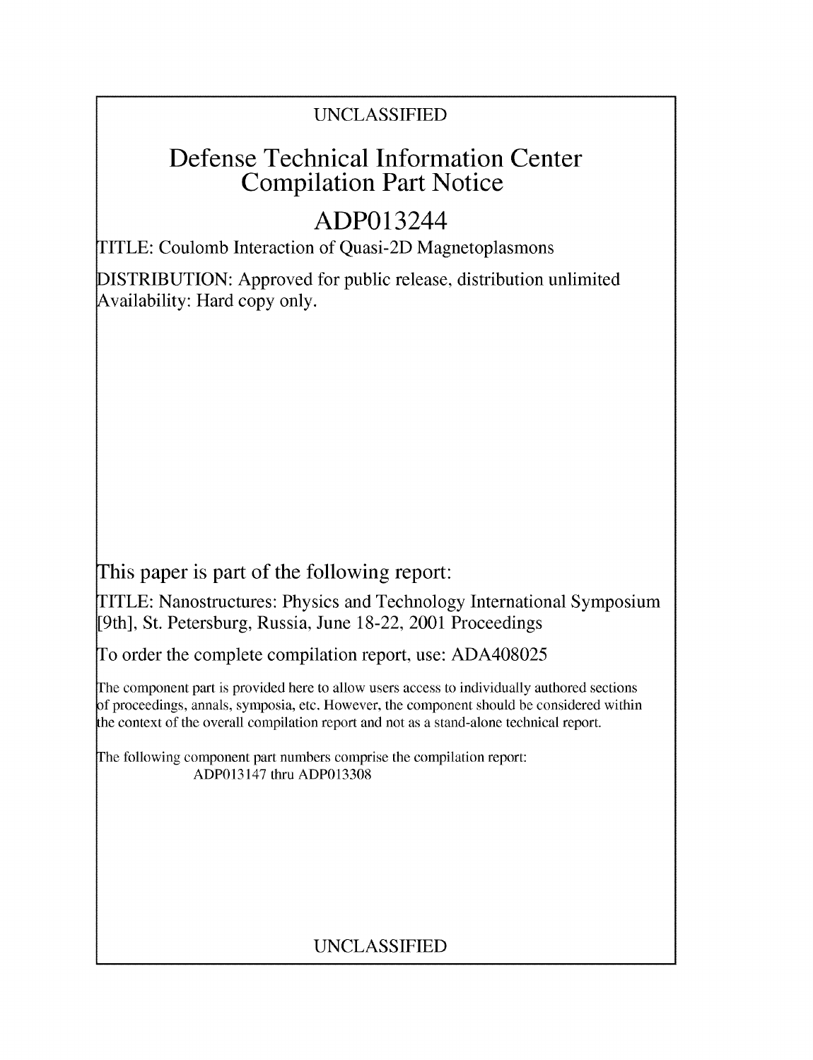UNCLASSIFIED

# Defense Technical Information Center Compilation Part Notice

## ADP013244

TITLE: Coulomb Interaction of Quasi-2D Magnetoplasmons

DISTRIBUTION: Approved for public release, distribution unlimited
Availability: Hard copy only.

This paper is part of the following report:

TITLE: Nanostructures: Physics and Technology International Symposium [9th], St. Petersburg, Russia, June 18-22, 2001 Proceedings

To order the complete compilation report, use: ADA408025

The component part is provided here to allow users access to individually authored sections of proceedings, annals, symposia, etc. However, the component should be considered within the context of the overall compilation report and not as a stand-alone technical report.

The following component part numbers comprise the compilation report:
ADP013147 thru ADP013308

UNCLASSIFIED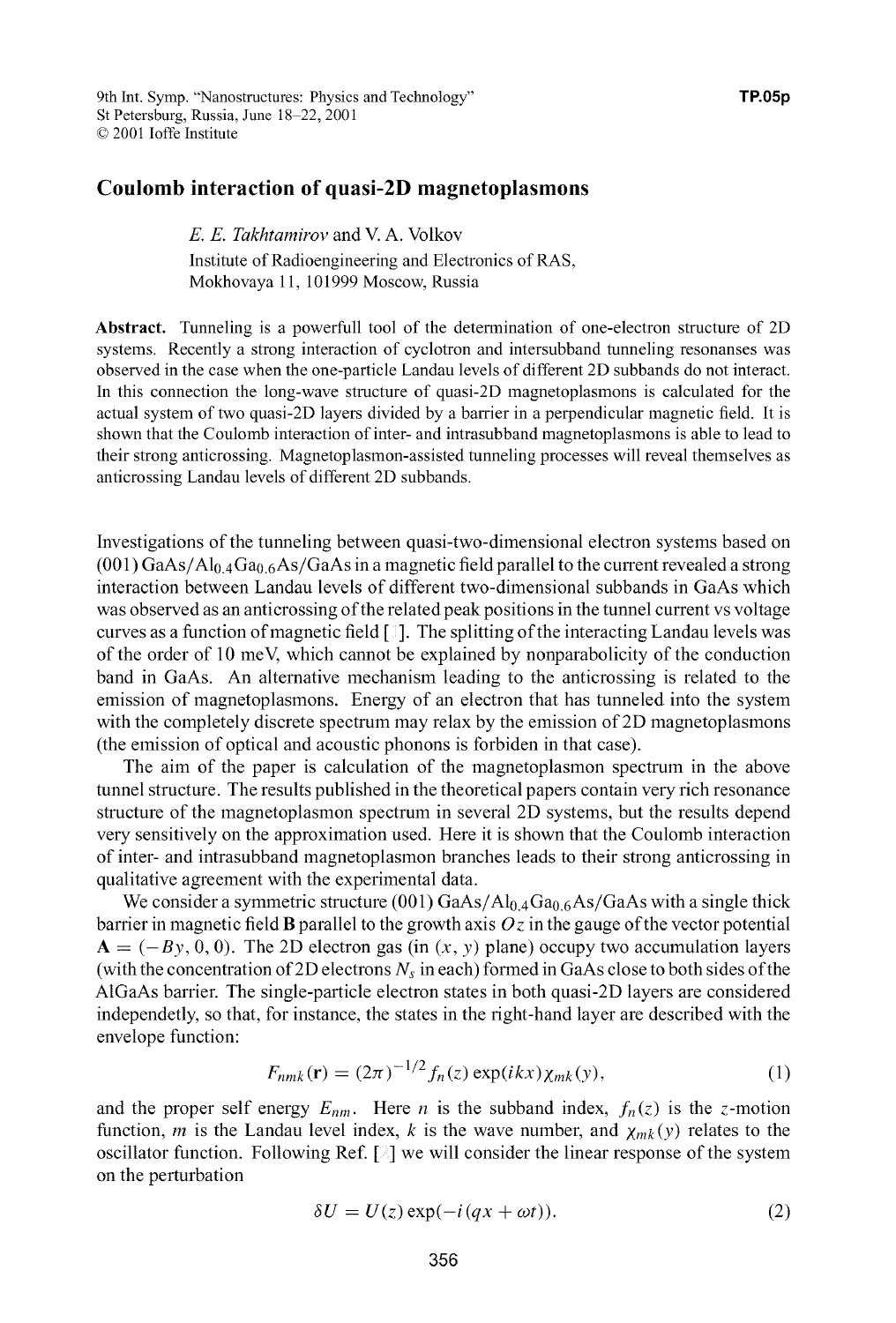# Coulomb interaction of quasi-2D magnetoplasmons

*E. E. Takhtamirov* and V. A. Volkov

Institute of Radioengineering and Electronics of RAS,
Mokhovaya 11, 101999 Moscow, Russia

**Abstract.** Tunneling is a powerfull tool of the determination of one-electron structure of 2D systems. Recently a strong interaction of cyclotron and intersubband tunneling resonanses was observed in the case when the one-particle Landau levels of different 2D subbands do not interact. In this connection the long-wave structure of quasi-2D magnetoplasmons is calculated for the actual system of two quasi-2D layers divided by a barrier in a perpendicular magnetic field. It is shown that the Coulomb interaction of inter- and intrasubband magnetoplasmons is able to lead to their strong anticrossing. Magnetoplasmon-assisted tunneling processes will reveal themselves as anticrossing Landau levels of different 2D subbands.

Investigations of the tunneling between quasi-two-dimensional electron systems based on (001) $GaAs/Al_{0.4}Ga_{0.6}As/GaAs$ in a magnetic field parallel to the current revealed a strong interaction between Landau levels of different two-dimensional subbands in GaAs which was observed as an anticrossing of the related peak positions in the tunnel current vs voltage curves as a function of magnetic field [ ]. The splitting of the interacting Landau levels was of the order of 10 meV, which cannot be explained by nonparabolicity of the conduction band in GaAs. An alternative mechanism leading to the anticrossing is related to the emission of magnetoplasmons. Energy of an electron that has tunneled into the system with the completely discrete spectrum may relax by the emission of 2D magnetoplasmons (the emission of optical and acoustic phonons is forbiden in that case).

The aim of the paper is calculation of the magnetoplasmon spectrum in the above tunnel structure. The results published in the theoretical papers contain very rich resonance structure of the magnetoplasmon spectrum in several 2D systems, but the results depend very sensitively on the approximation used. Here it is shown that the Coulomb interaction of inter- and intrasubband magnetoplasmon branches leads to their strong anticrossing in qualitative agreement with the experimental data.

We consider a symmetric structure (001) $GaAs/Al_{0.4}Ga_{0.6}As/GaAs$ with a single thick barrier in magnetic field $\mathbf{B}$ parallel to the growth axis $Oz$ in the gauge of the vector potential $\mathbf{A} = (-By, 0, 0)$. The 2D electron gas (in $(x, y)$ plane) occupy two accumulation layers (with the concentration of 2D electrons $N_s$ in each) formed in GaAs close to both sides of the AlGaAs barrier. The single-particle electron states in both quasi-2D layers are considered independetly, so that, for instance, the states in the right-hand layer are described with the envelope function:

$$F_{nmk}(\mathbf{r}) = (2\pi)^{-1/2} f_n(z) \exp(ikx) \chi_{mk}(y), \tag{1}$$

and the proper self energy $E_{nm}$. Here $n$ is the subband index, $f_n(z)$ is the $z$-motion function, $m$ is the Landau level index, $k$ is the wave number, and $\chi_{mk}(y)$ relates to the oscillator function. Following Ref. [ ] we will consider the linear response of the system on the perturbation

$$\delta U = U(z) \exp(-i(qx + \omega t)). \tag{2}$$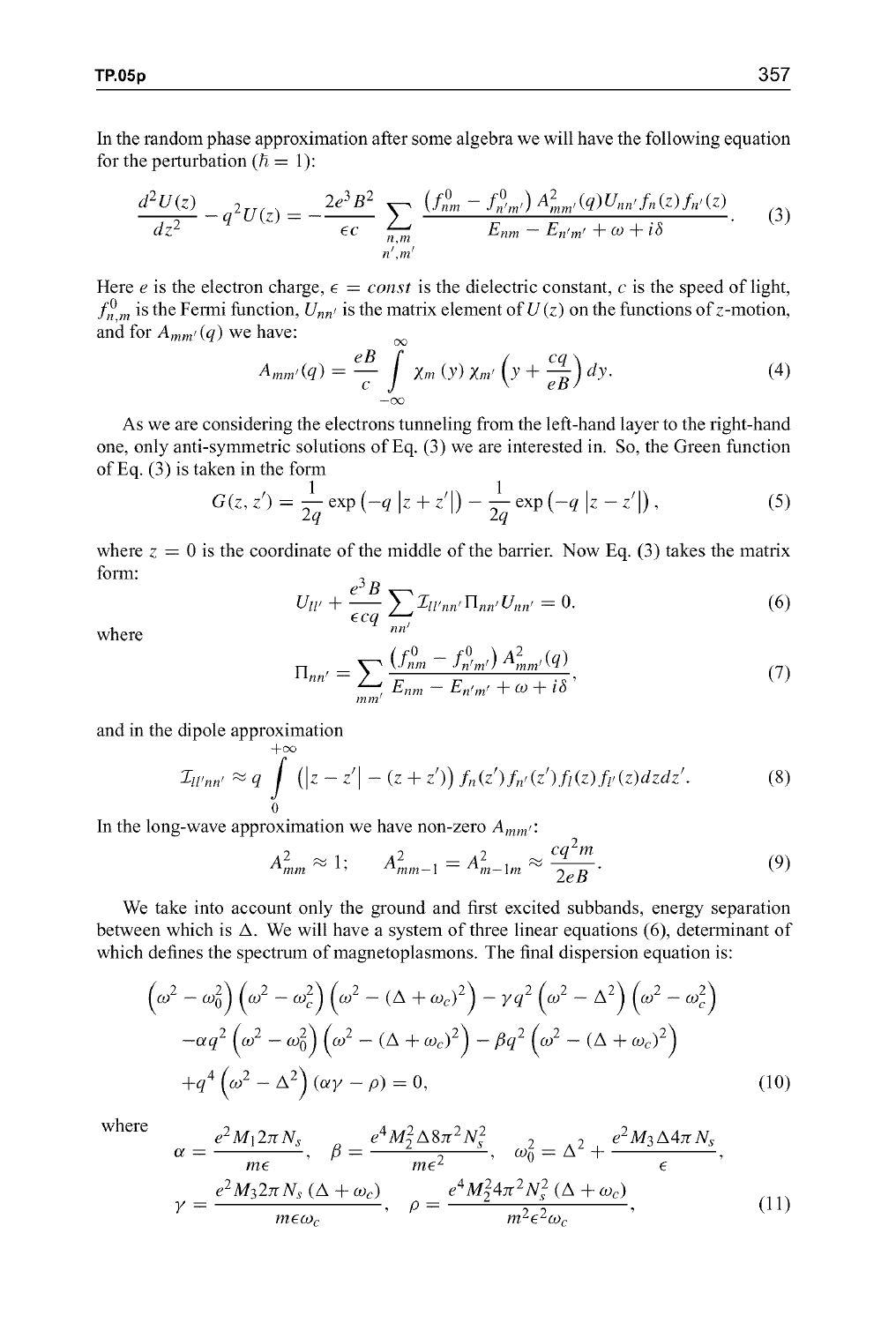In the random phase approximation after some algebra we will have the following equation for the perturbation ($\hbar = 1$):

$$\frac{d^2U(z)}{dz^2} - q^2U(z) = -\frac{2e^3B^2}{\epsilon c} \sum_{\substack{n,m \\ n',m'}} \frac{\left(f^0_{nm} - f^0_{n'm'}\right) A^2_{mm'}(q) U_{nn'} f_n(z) f_{n'}(z)}{E_{nm} - E_{n'm'} + \omega + i\delta}. \tag{3}$$

Here $e$ is the electron charge, $\epsilon = const$ is the dielectric constant, $c$ is the speed of light, $f^0_{n,m}$ is the Fermi function, $U_{nn'}$ is the matrix element of $U(z)$ on the functions of $z$-motion, and for $A_{mm'}(q)$ we have:

$$A_{mm'}(q) = \frac{eB}{c} \int_{-\infty}^{\infty} \chi_m(y)\, \chi_{m'}\left(y + \frac{cq}{eB}\right) dy. \tag{4}$$

As we are considering the electrons tunneling from the left-hand layer to the right-hand one, only anti-symmetric solutions of Eq. (3) we are interested in. So, the Green function of Eq. (3) is taken in the form

$$G(z, z') = \frac{1}{2q} \exp\left(-q\left|z + z'\right|\right) - \frac{1}{2q} \exp\left(-q\left|z - z'\right|\right), \tag{5}$$

where $z = 0$ is the coordinate of the middle of the barrier. Now Eq. (3) takes the matrix form:

$$U_{ll'} + \frac{e^3B}{\epsilon c q} \sum_{nn'} \mathcal{I}_{ll'nn'} \Pi_{nn'} U_{nn'} = 0. \tag{6}$$

where

$$\Pi_{nn'} = \sum_{mm'} \frac{\left(f^0_{nm} - f^0_{n'm'}\right) A^2_{mm'}(q)}{E_{nm} - E_{n'm'} + \omega + i\delta}, \tag{7}$$

and in the dipole approximation

$$\mathcal{I}_{ll'nn'} \approx q \int_{0}^{+\infty} \left(\left|z - z'\right| - (z + z')\right) f_n(z') f_{n'}(z') f_l(z) f_{l'}(z)\, dz dz'. \tag{8}$$

In the long-wave approximation we have non-zero $A_{mm'}$:

$$A^2_{mm} \approx 1; \qquad A^2_{mm-1} = A^2_{m-1m} \approx \frac{cq^2m}{2eB}. \tag{9}$$

We take into account only the ground and first excited subbands, energy separation between which is $\Delta$. We will have a system of three linear equations (6), determinant of which defines the spectrum of magnetoplasmons. The final dispersion equation is:

$$\begin{aligned}
&\left(\omega^2 - \omega_0^2\right)\left(\omega^2 - \omega_c^2\right)\left(\omega^2 - (\Delta + \omega_c)^2\right) - \gamma q^2 \left(\omega^2 - \Delta^2\right)\left(\omega^2 - \omega_c^2\right) \\
&-\alpha q^2 \left(\omega^2 - \omega_0^2\right)\left(\omega^2 - (\Delta + \omega_c)^2\right) - \beta q^2 \left(\omega^2 - (\Delta + \omega_c)^2\right) \\
&+q^4 \left(\omega^2 - \Delta^2\right)(\alpha\gamma - \rho) = 0,
\end{aligned} \tag{10}$$

where

$$\alpha = \frac{e^2 M_1 2\pi N_s}{m\epsilon}, \quad \beta = \frac{e^4 M_2^2 \Delta 8\pi^2 N_s^2}{m\epsilon^2}, \quad \omega_0^2 = \Delta^2 + \frac{e^2 M_3 \Delta 4\pi N_s}{\epsilon},$$

$$\gamma = \frac{e^2 M_3 2\pi N_s (\Delta + \omega_c)}{m\epsilon\omega_c}, \quad \rho = \frac{e^4 M_2^2 4\pi^2 N_s^2 (\Delta + \omega_c)}{m^2\epsilon^2\omega_c}, \tag{11}$$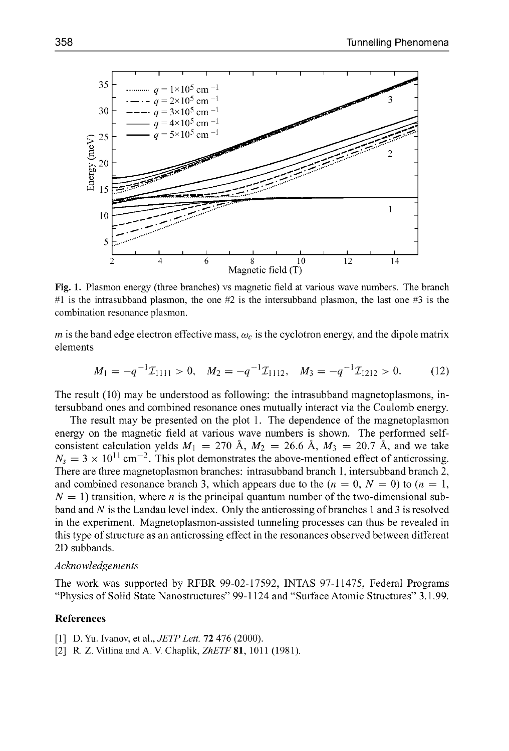35
30
25
20
15
10
5

Energy (meV)

$q = 1\times10^5$ cm$^{-1}$
$q = 2\times10^5$ cm$^{-1}$
$q = 3\times10^5$ cm$^{-1}$
$q = 4\times10^5$ cm$^{-1}$
$q = 5\times10^5$ cm$^{-1}$

3
2
1

2 4 6 8 10 12 14

Magnetic field (T)

**Fig. 1.** Plasmon energy (three branches) vs magnetic field at various wave numbers. The branch #1 is the intrasubband plasmon, the one #2 is the intersubband plasmon, the last one #3 is the combination resonance plasmon.

$m$ is the band edge electron effective mass, $\omega_c$ is the cyclotron energy, and the dipole matrix elements

$$M_1 = -q^{-1}\mathcal{I}_{1111} > 0, \quad M_2 = -q^{-1}\mathcal{I}_{1112}, \quad M_3 = -q^{-1}\mathcal{I}_{1212} > 0. \tag{12}$$

The result (10) may be understood as following: the intrasubband magnetoplasmons, intersubband ones and combined resonance ones mutually interact via the Coulomb energy.

The result may be presented on the plot 1. The dependence of the magnetoplasmon energy on the magnetic field at various wave numbers is shown. The performed self-consistent calculation yelds $M_1 = 270$ Å, $M_2 = 26.6$ Å, $M_3 = 20.7$ Å, and we take $N_s = 3 \times 10^{11}$ cm$^{-2}$. This plot demonstrates the above-mentioned effect of anticrossing. There are three magnetoplasmon branches: intrasubband branch 1, intersubband branch 2, and combined resonance branch 3, which appears due to the ($n = 0$, $N = 0$) to ($n = 1$, $N = 1$) transition, where $n$ is the principal quantum number of the two-dimensional subband and $N$ is the Landau level index. Only the anticrossing of branches 1 and 3 is resolved in the experiment. Magnetoplasmon-assisted tunneling processes can thus be revealed in this type of structure as an anticrossing effect in the resonances observed between different 2D subbands.

*Acknowledgements*

The work was supported by RFBR 99-02-17592, INTAS 97-11475, Federal Programs "Physics of Solid State Nanostructures" 99-1124 and "Surface Atomic Structures" 3.1.99.

## References

[1] D. Yu. Ivanov, et al., *JETP Lett.* **72** 476 (2000).

[2] R. Z. Vitlina and A. V. Chaplik, *ZhETF* **81**, 1011 (1981).